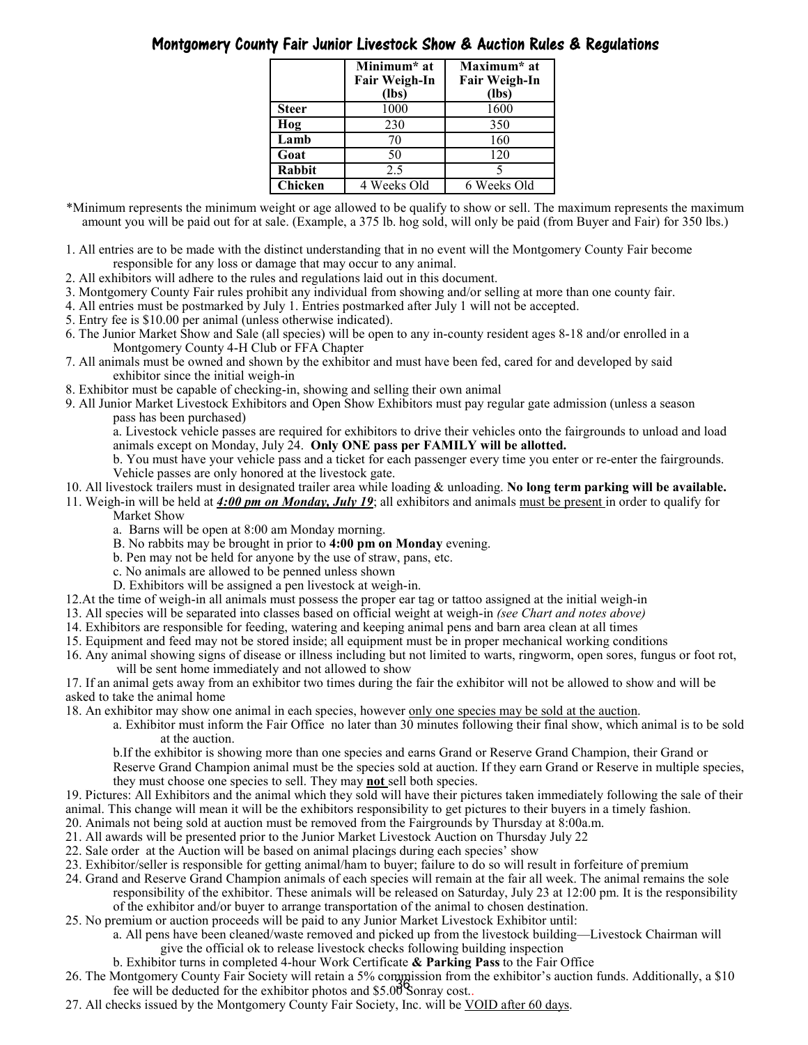# Montgomery County Fair Junior Livestock Show & Auction Rules & Regulations

| | Minimum* at Fair Weigh-In (lbs) | Maximum* at Fair Weigh-In (lbs) |
|---|---|---|
| **Steer** | 1000 | 1600 |
| **Hog** | 230 | 350 |
| **Lamb** | 70 | 160 |
| **Goat** | 50 | 120 |
| **Rabbit** | 2.5 | 5 |
| **Chicken** | 4 Weeks Old | 6 Weeks Old |

*Minimum represents the minimum weight or age allowed to be qualify to show or sell. The maximum represents the maximum amount you will be paid out for at sale. (Example, a 375 lb. hog sold, will only be paid (from Buyer and Fair) for 350 lbs.)

1. All entries are to be made with the distinct understanding that in no event will the Montgomery County Fair become responsible for any loss or damage that may occur to any animal.
2. All exhibitors will adhere to the rules and regulations laid out in this document.
3. Montgomery County Fair rules prohibit any individual from showing and/or selling at more than one county fair.
4. All entries must be postmarked by July 1. Entries postmarked after July 1 will not be accepted.
5. Entry fee is $10.00 per animal (unless otherwise indicated).
6. The Junior Market Show and Sale (all species) will be open to any in-county resident ages 8-18 and/or enrolled in a Montgomery County 4-H Club or FFA Chapter
7. All animals must be owned and shown by the exhibitor and must have been fed, cared for and developed by said exhibitor since the initial weigh-in
8. Exhibitor must be capable of checking-in, showing and selling their own animal
9. All Junior Market Livestock Exhibitors and Open Show Exhibitors must pay regular gate admission (unless a season pass has been purchased)
   a. Livestock vehicle passes are required for exhibitors to drive their vehicles onto the fairgrounds to unload and load animals except on Monday, July 24. **Only ONE pass per FAMILY will be allotted.**
   b. You must have your vehicle pass and a ticket for each passenger every time you enter or re-enter the fairgrounds. Vehicle passes are only honored at the livestock gate.
10. All livestock trailers must in designated trailer area while loading & unloading. **No long term parking will be available.**
11. Weigh-in will be held at ***4:00 pm on Monday, July 19***; all exhibitors and animals must be present in order to qualify for Market Show
    a. Barns will be open at 8:00 am Monday morning.
    B. No rabbits may be brought in prior to **4:00 pm on Monday** evening.
    b. Pen may not be held for anyone by the use of straw, pans, etc.
    c. No animals are allowed to be penned unless shown
    D. Exhibitors will be assigned a pen livestock at weigh-in.
12. At the time of weigh-in all animals must possess the proper ear tag or tattoo assigned at the initial weigh-in
13. All species will be separated into classes based on official weight at weigh-in *(see Chart and notes above)*
14. Exhibitors are responsible for feeding, watering and keeping animal pens and barn area clean at all times
15. Equipment and feed may not be stored inside; all equipment must be in proper mechanical working conditions
16. Any animal showing signs of disease or illness including but not limited to warts, ringworm, open sores, fungus or foot rot, will be sent home immediately and not allowed to show
17. If an animal gets away from an exhibitor two times during the fair the exhibitor will not be allowed to show and will be asked to take the animal home
18. An exhibitor may show one animal in each species, however only one species may be sold at the auction.
    a. Exhibitor must inform the Fair Office no later than 30 minutes following their final show, which animal is to be sold at the auction.
    b. If the exhibitor is showing more than one species and earns Grand or Reserve Grand Champion, their Grand or Reserve Grand Champion animal must be the species sold at auction. If they earn Grand or Reserve in multiple species, they must choose one species to sell. They may **not** sell both species.
19. Pictures: All Exhibitors and the animal which they sold will have their pictures taken immediately following the sale of their animal. This change will mean it will be the exhibitors responsibility to get pictures to their buyers in a timely fashion.
20. Animals not being sold at auction must be removed from the Fairgrounds by Thursday at 8:00a.m.
21. All awards will be presented prior to the Junior Market Livestock Auction on Thursday July 22
22. Sale order at the Auction will be based on animal placings during each species' show
23. Exhibitor/seller is responsible for getting animal/ham to buyer; failure to do so will result in forfeiture of premium
24. Grand and Reserve Grand Champion animals of each species will remain at the fair all week. The animal remains the sole responsibility of the exhibitor. These animals will be released on Saturday, July 23 at 12:00 pm. It is the responsibility of the exhibitor and/or buyer to arrange transportation of the animal to chosen destination.
25. No premium or auction proceeds will be paid to any Junior Market Livestock Exhibitor until:
    a. All pens have been cleaned/waste removed and picked up from the livestock building—Livestock Chairman will give the official ok to release livestock checks following building inspection
    b. Exhibitor turns in completed 4-hour Work Certificate **& Parking Pass** to the Fair Office
26. The Montgomery County Fair Society will retain a 5% commission from the exhibitor's auction funds. Additionally, a $10 fee will be deducted for the exhibitor photos and $5.00 Sonray cost..
27. All checks issued by the Montgomery County Fair Society, Inc. will be VOID after 60 days.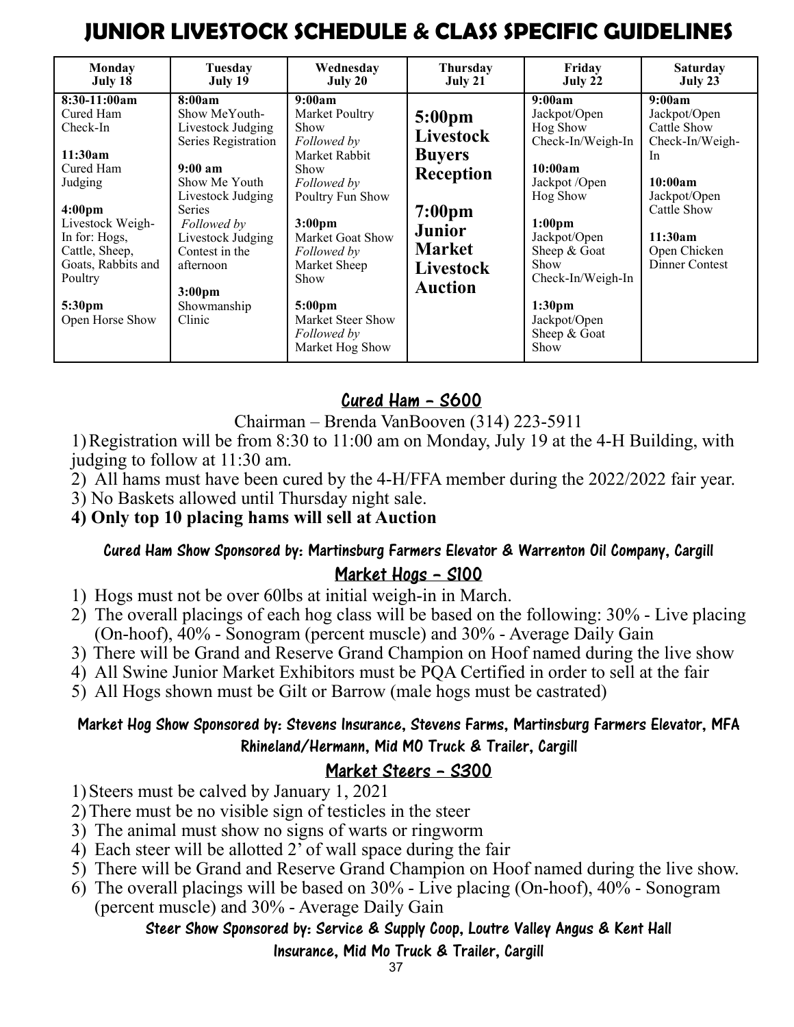# JUNIOR LIVESTOCK SCHEDULE & CLASS SPECIFIC GUIDELINES

| Monday July 18 | Tuesday July 19 | Wednesday July 20 | Thursday July 21 | Friday July 22 | Saturday July 23 |
|---|---|---|---|---|---|
| **8:30-11:00am** Cured Ham Check-In<br><br>**11:30am** Cured Ham Judging<br><br>**4:00pm** Livestock Weigh-In for: Hogs, Cattle, Sheep, Goats, Rabbits and Poultry<br><br>**5:30pm** Open Horse Show | **8:00am** Show MeYouth-Livestock Judging Series Registration<br><br>**9:00 am** Show Me Youth Livestock Judging Series *Followed by* Livestock Judging Contest in the afternoon<br><br>**3:00pm** Showmanship Clinic | **9:00am** Market Poultry Show *Followed by* Market Rabbit Show *Followed by* Poultry Fun Show<br><br>**3:00pm** Market Goat Show *Followed by* Market Sheep Show<br><br>**5:00pm** Market Steer Show *Followed by* Market Hog Show | **5:00pm Livestock Buyers Reception**<br><br>**7:00pm Junior Market Livestock Auction** | **9:00am** Jackpot/Open Hog Show Check-In/Weigh-In<br><br>**10:00am** Jackpot /Open Hog Show<br><br>**1:00pm** Jackpot/Open Sheep & Goat Show Check-In/Weigh-In<br><br>**1:30pm** Jackpot/Open Sheep & Goat Show | **9:00am** Jackpot/Open Cattle Show Check-In/Weigh-In<br><br>**10:00am** Jackpot/Open Cattle Show<br><br>**11:30am** Open Chicken Dinner Contest |

## Cured Ham - $600

Chairman – Brenda VanBooven (314) 223-5911

1) Registration will be from 8:30 to 11:00 am on Monday, July 19 at the 4-H Building, with judging to follow at 11:30 am.
2) All hams must have been cured by the 4-H/FFA member during the 2022/2022 fair year.
3) No Baskets allowed until Thursday night sale.
4) **Only top 10 placing hams will sell at Auction**

**Cured Ham Show Sponsored by: Martinsburg Farmers Elevator & Warrenton Oil Company, Cargill**

## Market Hogs - $100

1) Hogs must not be over 60lbs at initial weigh-in in March.
2) The overall placings of each hog class will be based on the following: 30% - Live placing (On-hoof), 40% - Sonogram (percent muscle) and 30% - Average Daily Gain
3) There will be Grand and Reserve Grand Champion on Hoof named during the live show
4) All Swine Junior Market Exhibitors must be PQA Certified in order to sell at the fair
5) All Hogs shown must be Gilt or Barrow (male hogs must be castrated)

**Market Hog Show Sponsored by: Stevens Insurance, Stevens Farms, Martinsburg Farmers Elevator, MFA Rhineland/Hermann, Mid MO Truck & Trailer, Cargill**

## Market Steers - $300

1) Steers must be calved by January 1, 2021
2) There must be no visible sign of testicles in the steer
3) The animal must show no signs of warts or ringworm
4) Each steer will be allotted 2' of wall space during the fair
5) There will be Grand and Reserve Grand Champion on Hoof named during the live show.
6) The overall placings will be based on 30% - Live placing (On-hoof), 40% - Sonogram (percent muscle) and 30% - Average Daily Gain

**Steer Show Sponsored by: Service & Supply Coop, Loutre Valley Angus & Kent Hall Insurance, Mid Mo Truck & Trailer, Cargill**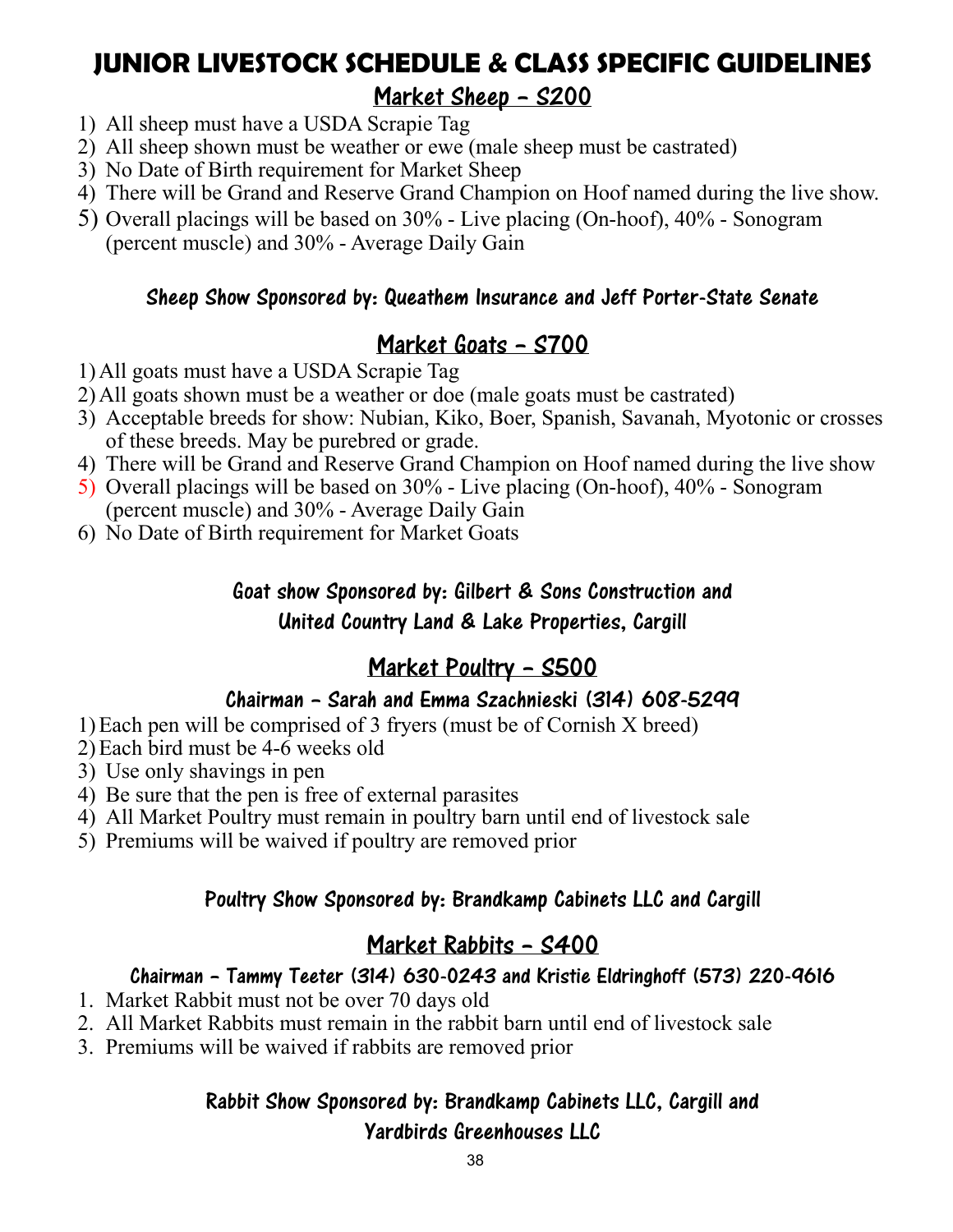# JUNIOR LIVESTOCK SCHEDULE & CLASS SPECIFIC GUIDELINES

## Market Sheep - S200

1) All sheep must have a USDA Scrapie Tag
2) All sheep shown must be weather or ewe (male sheep must be castrated)
3) No Date of Birth requirement for Market Sheep
4) There will be Grand and Reserve Grand Champion on Hoof named during the live show.
5) Overall placings will be based on 30% - Live placing (On-hoof), 40% - Sonogram (percent muscle) and 30% - Average Daily Gain

**Sheep Show Sponsored by: Queathem Insurance and Jeff Porter-State Senate**

## Market Goats - S700

1) All goats must have a USDA Scrapie Tag
2) All goats shown must be a weather or doe (male goats must be castrated)
3) Acceptable breeds for show: Nubian, Kiko, Boer, Spanish, Savanah, Myotonic or crosses of these breeds. May be purebred or grade.
4) There will be Grand and Reserve Grand Champion on Hoof named during the live show
5) Overall placings will be based on 30% - Live placing (On-hoof), 40% - Sonogram (percent muscle) and 30% - Average Daily Gain
6) No Date of Birth requirement for Market Goats

**Goat show Sponsored by: Gilbert & Sons Construction and United Country Land & Lake Properties, Cargill**

## Market Poultry - S500

**Chairman - Sarah and Emma Szachnieski (314) 608-5299**

1) Each pen will be comprised of 3 fryers (must be of Cornish X breed)
2) Each bird must be 4-6 weeks old
3) Use only shavings in pen
4) Be sure that the pen is free of external parasites
4) All Market Poultry must remain in poultry barn until end of livestock sale
5) Premiums will be waived if poultry are removed prior

**Poultry Show Sponsored by: Brandkamp Cabinets LLC and Cargill**

## Market Rabbits - S400

**Chairman - Tammy Teeter (314) 630-0243 and Kristie Eldringhoff (573) 220-9616**

1. Market Rabbit must not be over 70 days old
2. All Market Rabbits must remain in the rabbit barn until end of livestock sale
3. Premiums will be waived if rabbits are removed prior

**Rabbit Show Sponsored by: Brandkamp Cabinets LLC, Cargill and Yardbirds Greenhouses LLC**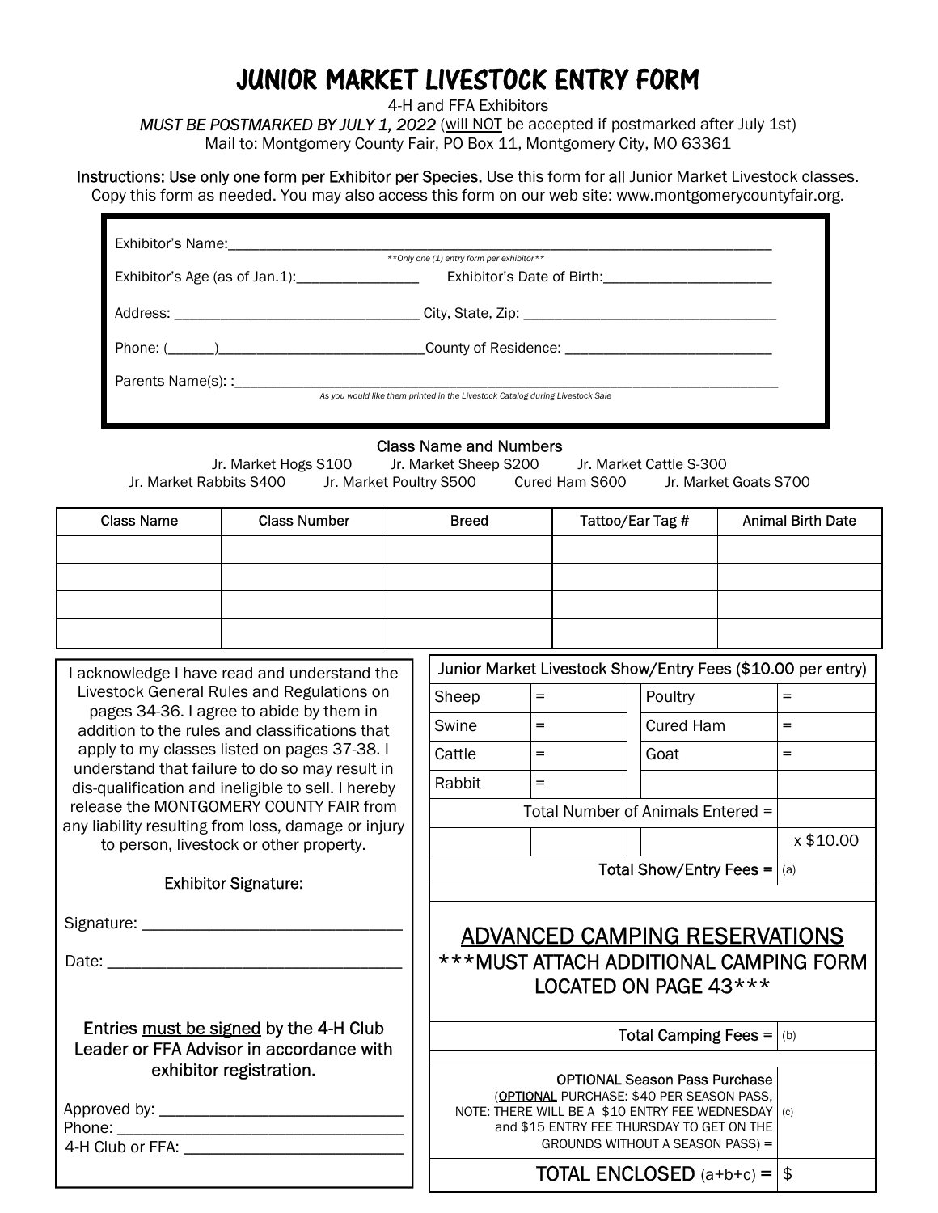# JUNIOR MARKET LIVESTOCK ENTRY FORM

4-H and FFA Exhibitors

*MUST BE POSTMARKED BY JULY 1, 2022* (will NOT be accepted if postmarked after July 1st)

Mail to: Montgomery County Fair, PO Box 11, Montgomery City, MO 63361

Instructions: Use only one form per Exhibitor per Species. Use this form for all Junior Market Livestock classes. Copy this form as needed. You may also access this form on our web site: www.montgomerycountyfair.org.

Exhibitor's Name:_______________________________________________

*\*\*Only one (1) entry form per exhibitor\*\**

Exhibitor's Age (as of Jan.1):________________ Exhibitor's Date of Birth:______________________

Address: ________________________________ City, State, Zip: _________________________________

Phone: (______)___________________________County of Residence: ___________________________

Parents Name(s): :_______________________________________________

*As you would like them printed in the Livestock Catalog during Livestock Sale*

**Class Name and Numbers**

Jr. Market Hogs S100 Jr. Market Sheep S200 Jr. Market Cattle S-300

Jr. Market Rabbits S400 Jr. Market Poultry S500 Cured Ham S600 Jr. Market Goats S700

| Class Name | Class Number | Breed | Tattoo/Ear Tag # | Animal Birth Date |
|---|---|---|---|---|
| | | | | |
| | | | | |
| | | | | |
| | | | | |

I acknowledge I have read and understand the Livestock General Rules and Regulations on pages 34-36. I agree to abide by them in addition to the rules and classifications that apply to my classes listed on pages 37-38. I understand that failure to do so may result in dis-qualification and ineligible to sell. I hereby release the MONTGOMERY COUNTY FAIR from any liability resulting from loss, damage or injury to person, livestock or other property.

Exhibitor Signature:

Signature: ________________________________

Date: ____________________________________

Entries must be signed by the 4-H Club Leader or FFA Advisor in accordance with exhibitor registration.

Approved by: ______________________________

Phone: __________________________________

4-H Club or FFA: ___________________________

| Junior Market Livestock Show/Entry Fees ($10.00 per entry) | | | |
|---|---|---|---|
| Sheep | = | Poultry | = |
| Swine | = | Cured Ham | = |
| Cattle | = | Goat | = |
| Rabbit | = | | |
| | | Total Number of Animals Entered = | |
| | | | x $10.00 |
| | | Total Show/Entry Fees = | (a) |

## ADVANCED CAMPING RESERVATIONS

\*\*\*MUST ATTACH ADDITIONAL CAMPING FORM LOCATED ON PAGE 43\*\*\*

Total Camping Fees = (b)

OPTIONAL Season Pass Purchase (OPTIONAL PURCHASE: $40 PER SEASON PASS, NOTE: THERE WILL BE A $10 ENTRY FEE WEDNESDAY and $15 ENTRY FEE THURSDAY TO GET ON THE GROUNDS WITHOUT A SEASON PASS) = (c)

TOTAL ENCLOSED (a+b+c) = $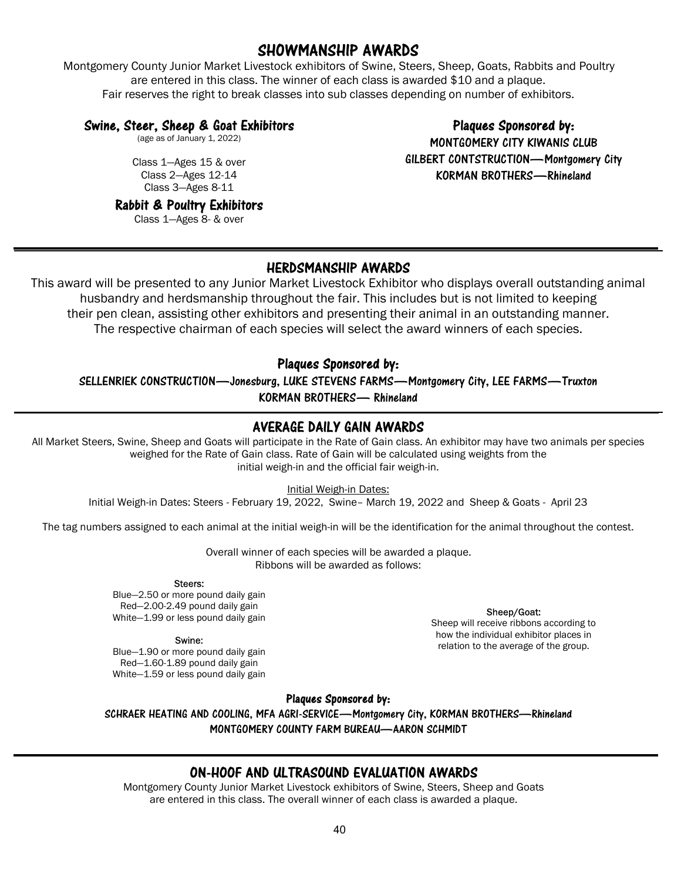## SHOWMANSHIP AWARDS

Montgomery County Junior Market Livestock exhibitors of Swine, Steers, Sheep, Goats, Rabbits and Poultry are entered in this class. The winner of each class is awarded $10 and a plaque.
Fair reserves the right to break classes into sub classes depending on number of exhibitors.

### Swine, Steer, Sheep & Goat Exhibitors

(age as of January 1, 2022)

Class 1—Ages 15 & over
Class 2—Ages 12-14
Class 3—Ages 8-11

### Rabbit & Poultry Exhibitors

Class 1—Ages 8- & over

### Plaques Sponsored by:

MONTGOMERY CITY KIWANIS CLUB
GILBERT CONTSTRUCTION—Montgomery City
KORMAN BROTHERS—Rhineland

## HERDSMANSHIP AWARDS

This award will be presented to any Junior Market Livestock Exhibitor who displays overall outstanding animal husbandry and herdsmanship throughout the fair. This includes but is not limited to keeping their pen clean, assisting other exhibitors and presenting their animal in an outstanding manner. The respective chairman of each species will select the award winners of each species.

### Plaques Sponsored by:

SELLENRIEK CONSTRUCTION—Jonesburg, LUKE STEVENS FARMS—Montgomery City, LEE FARMS—Truxton
KORMAN BROTHERS— Rhineland

## AVERAGE DAILY GAIN AWARDS

All Market Steers, Swine, Sheep and Goats will participate in the Rate of Gain class. An exhibitor may have two animals per species weighed for the Rate of Gain class. Rate of Gain will be calculated using weights from the initial weigh-in and the official fair weigh-in.

Initial Weigh-in Dates:

Initial Weigh-in Dates: Steers - February 19, 2022, Swine– March 19, 2022 and Sheep & Goats - April 23

The tag numbers assigned to each animal at the initial weigh-in will be the identification for the animal throughout the contest.

Overall winner of each species will be awarded a plaque.
Ribbons will be awarded as follows:

**Steers:**
Blue—2.50 or more pound daily gain
Red—2.00-2.49 pound daily gain
White—1.99 or less pound daily gain

**Swine:**
Blue—1.90 or more pound daily gain
Red—1.60-1.89 pound daily gain
White—1.59 or less pound daily gain

**Sheep/Goat:**
Sheep will receive ribbons according to how the individual exhibitor places in relation to the average of the group.

### Plaques Sponsored by:

SCHRAER HEATING AND COOLING, MFA AGRI-SERVICE—Montgomery City, KORMAN BROTHERS—Rhineland
MONTGOMERY COUNTY FARM BUREAU—AARON SCHMIDT

## ON-HOOF AND ULTRASOUND EVALUATION AWARDS

Montgomery County Junior Market Livestock exhibitors of Swine, Steers, Sheep and Goats are entered in this class. The overall winner of each class is awarded a plaque.